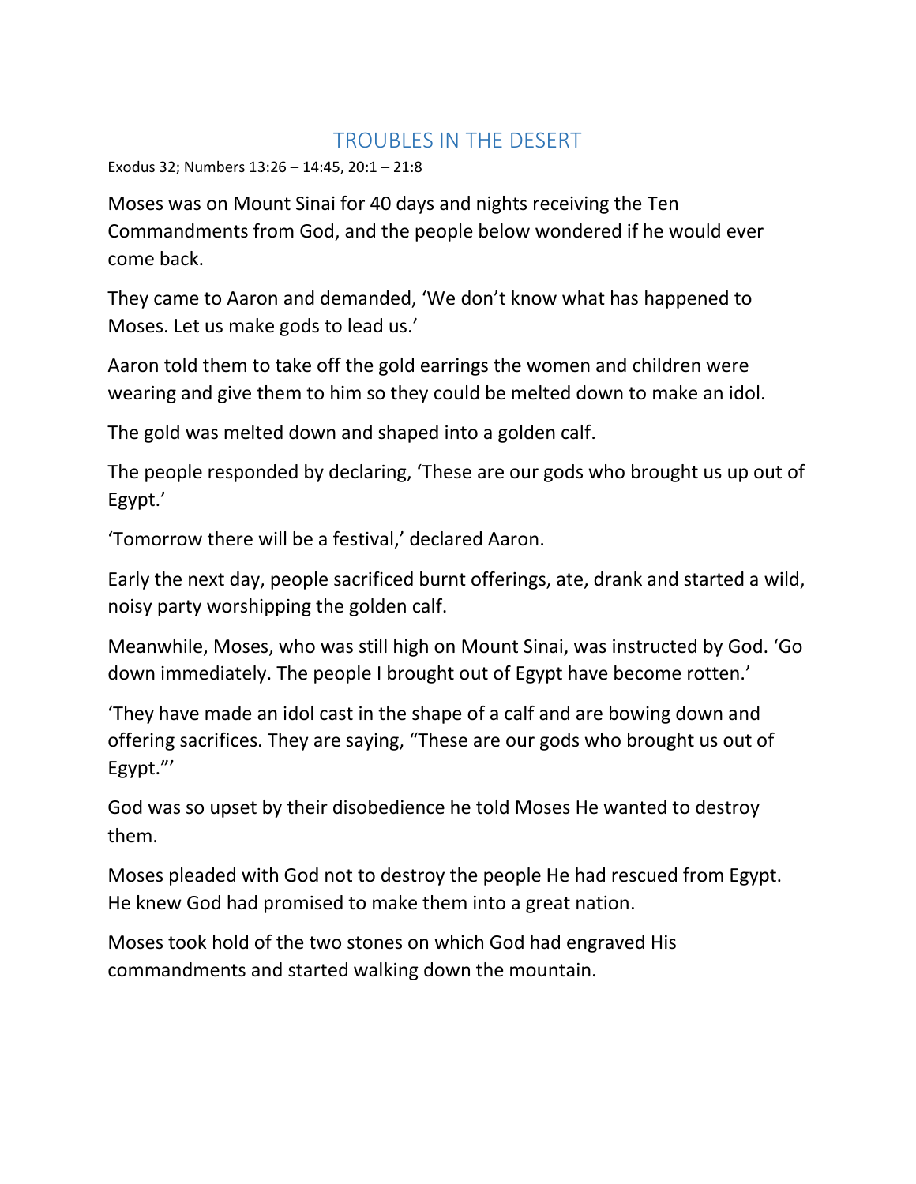# TROUBLES IN THE DESERT

Exodus 32; Numbers 13:26 – 14:45, 20:1 – 21:8

Moses was on Mount Sinai for 40 days and nights receiving the Ten Commandments from God, and the people below wondered if he would ever come back.

They came to Aaron and demanded, 'We don't know what has happened to Moses. Let us make gods to lead us.'

Aaron told them to take off the gold earrings the women and children were wearing and give them to him so they could be melted down to make an idol.

The gold was melted down and shaped into a golden calf.

The people responded by declaring, 'These are our gods who brought us up out of Egypt.'

'Tomorrow there will be a festival,' declared Aaron.

Early the next day, people sacrificed burnt offerings, ate, drank and started a wild, noisy party worshipping the golden calf.

Meanwhile, Moses, who was still high on Mount Sinai, was instructed by God. 'Go down immediately. The people I brought out of Egypt have become rotten.'

'They have made an idol cast in the shape of a calf and are bowing down and offering sacrifices. They are saying, "These are our gods who brought us out of Egypt."'

God was so upset by their disobedience he told Moses He wanted to destroy them.

Moses pleaded with God not to destroy the people He had rescued from Egypt. He knew God had promised to make them into a great nation.

Moses took hold of the two stones on which God had engraved His commandments and started walking down the mountain.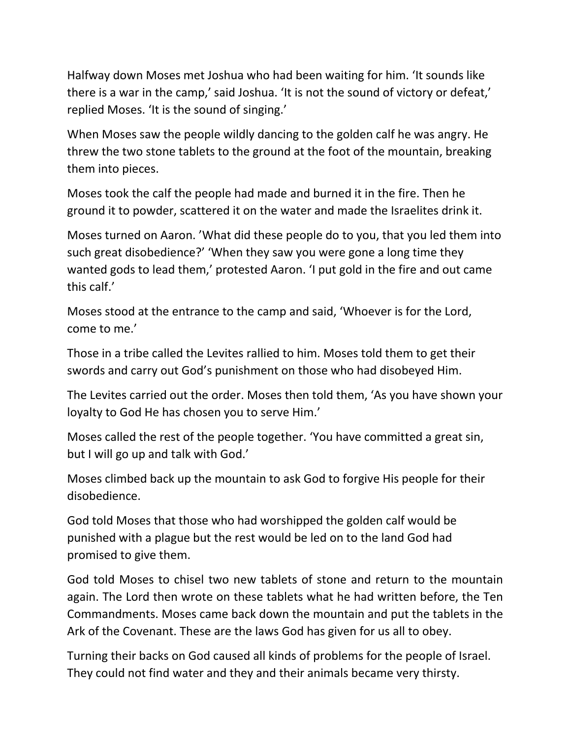Halfway down Moses met Joshua who had been waiting for him. ‘It sounds like there is a war in the camp,’ said Joshua. ‘It is not the sound of victory or defeat,’ replied Moses. ‘It is the sound of singing.’

When Moses saw the people wildly dancing to the golden calf he was angry. He threw the two stone tablets to the ground at the foot of the mountain, breaking them into pieces.

Moses took the calf the people had made and burned it in the fire. Then he ground it to powder, scattered it on the water and made the Israelites drink it.

Moses turned on Aaron. ’What did these people do to you, that you led them into such great disobedience?’ ‘When they saw you were gone a long time they wanted gods to lead them,’ protested Aaron. ‘I put gold in the fire and out came this calf.’

Moses stood at the entrance to the camp and said, ‘Whoever is for the Lord, come to me.’

Those in a tribe called the Levites rallied to him. Moses told them to get their swords and carry out God’s punishment on those who had disobeyed Him.

The Levites carried out the order. Moses then told them, ‘As you have shown your loyalty to God He has chosen you to serve Him.’

Moses called the rest of the people together. ‘You have committed a great sin, but I will go up and talk with God.’

Moses climbed back up the mountain to ask God to forgive His people for their disobedience.

God told Moses that those who had worshipped the golden calf would be punished with a plague but the rest would be led on to the land God had promised to give them.

God told Moses to chisel two new tablets of stone and return to the mountain again. The Lord then wrote on these tablets what he had written before, the Ten Commandments. Moses came back down the mountain and put the tablets in the Ark of the Covenant. These are the laws God has given for us all to obey.

Turning their backs on God caused all kinds of problems for the people of Israel. They could not find water and they and their animals became very thirsty.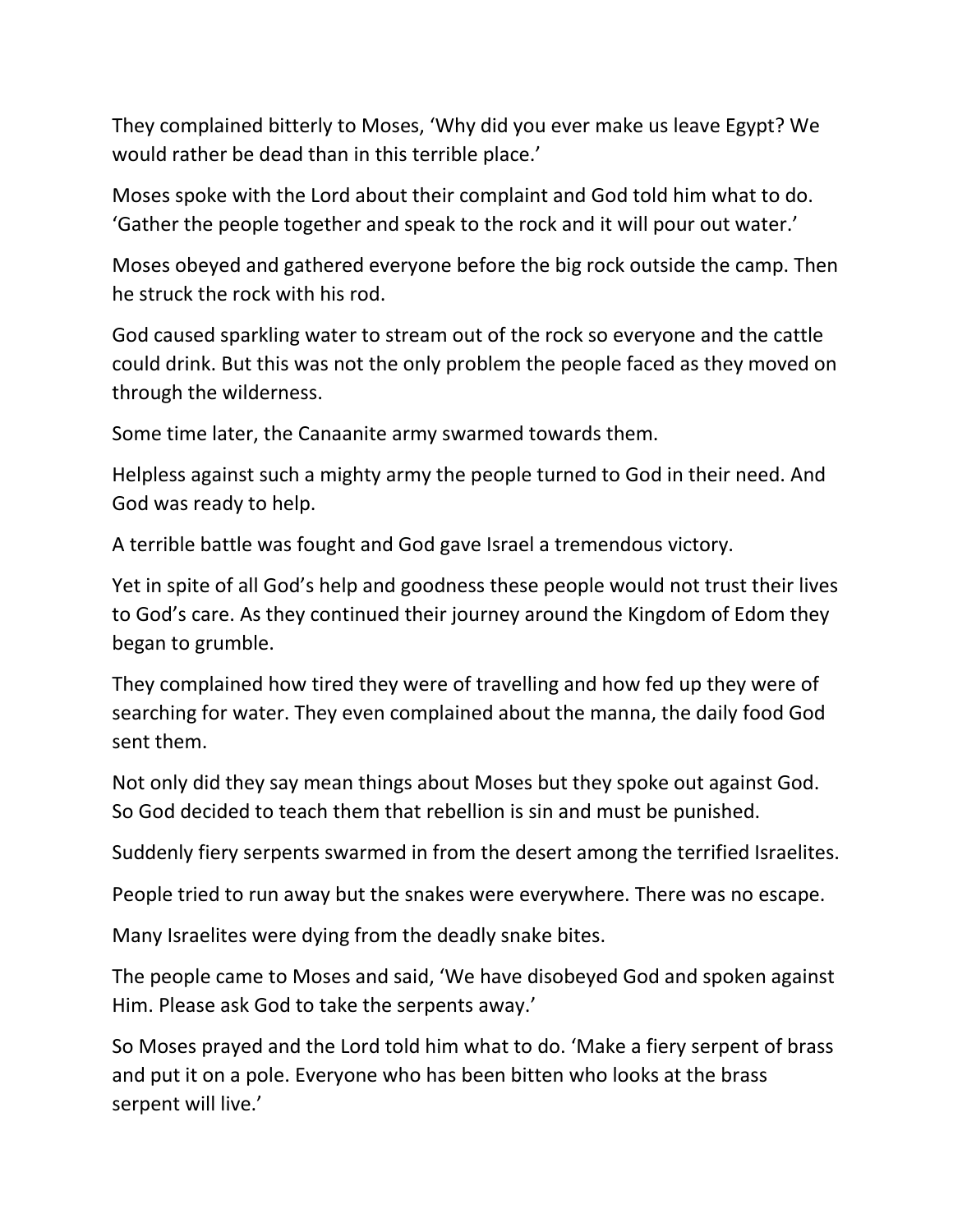They complained bitterly to Moses, ‘Why did you ever make us leave Egypt? We would rather be dead than in this terrible place.’

Moses spoke with the Lord about their complaint and God told him what to do. ‘Gather the people together and speak to the rock and it will pour out water.’

Moses obeyed and gathered everyone before the big rock outside the camp. Then he struck the rock with his rod.

God caused sparkling water to stream out of the rock so everyone and the cattle could drink. But this was not the only problem the people faced as they moved on through the wilderness.

Some time later, the Canaanite army swarmed towards them.

Helpless against such a mighty army the people turned to God in their need. And God was ready to help.

A terrible battle was fought and God gave Israel a tremendous victory.

Yet in spite of all God’s help and goodness these people would not trust their lives to God’s care. As they continued their journey around the Kingdom of Edom they began to grumble.

They complained how tired they were of travelling and how fed up they were of searching for water. They even complained about the manna, the daily food God sent them.

Not only did they say mean things about Moses but they spoke out against God. So God decided to teach them that rebellion is sin and must be punished.

Suddenly fiery serpents swarmed in from the desert among the terrified Israelites.

People tried to run away but the snakes were everywhere. There was no escape.

Many Israelites were dying from the deadly snake bites.

The people came to Moses and said, ‘We have disobeyed God and spoken against Him. Please ask God to take the serpents away.’

So Moses prayed and the Lord told him what to do. ‘Make a fiery serpent of brass and put it on a pole. Everyone who has been bitten who looks at the brass serpent will live.’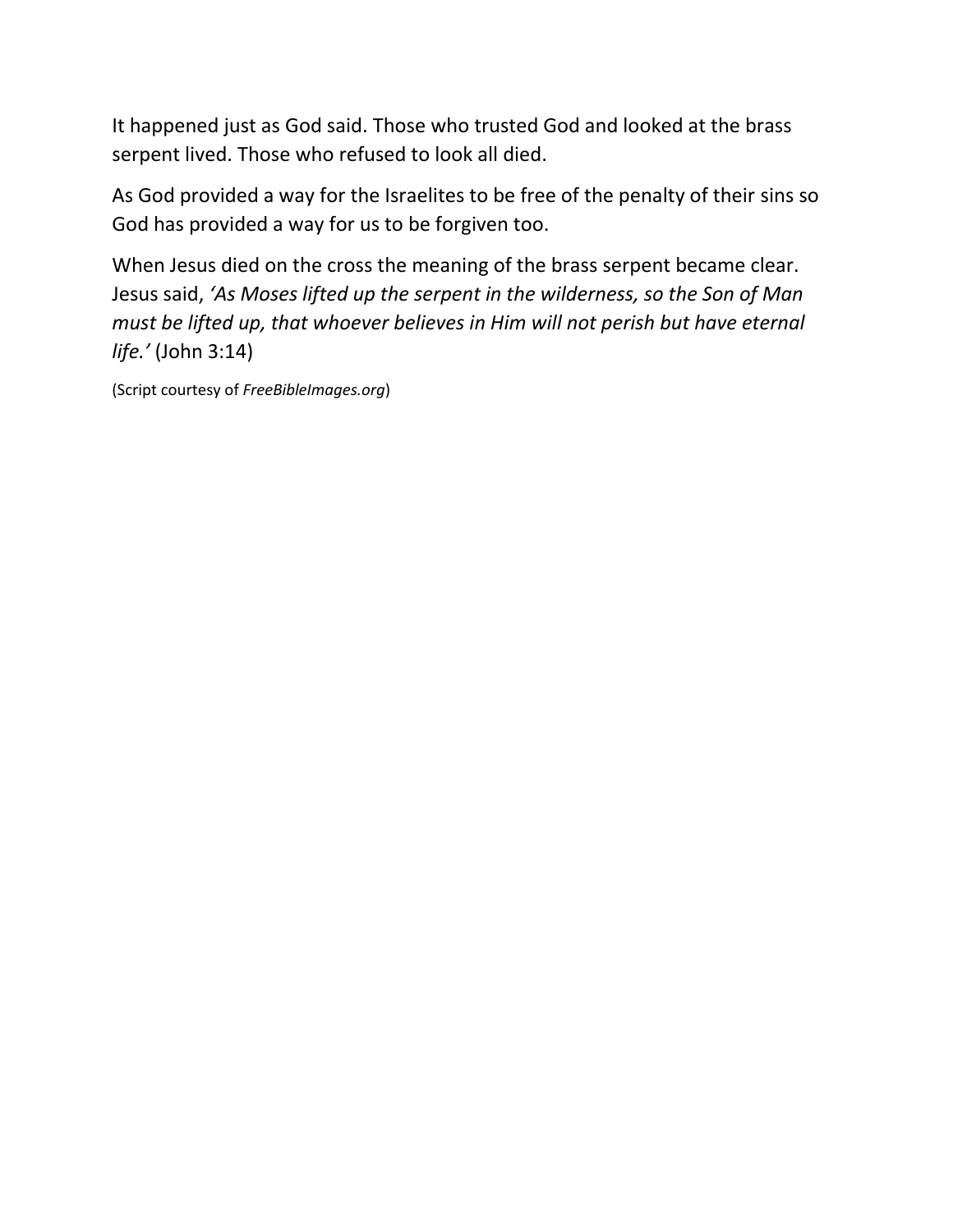It happened just as God said. Those who trusted God and looked at the brass serpent lived. Those who refused to look all died.

As God provided a way for the Israelites to be free of the penalty of their sins so God has provided a way for us to be forgiven too.

When Jesus died on the cross the meaning of the brass serpent became clear. Jesus said, *'As Moses lifted up the serpent in the wilderness, so the Son of Man must be lifted up, that whoever believes in Him will not perish but have eternal life.'* (John 3:14)

(Script courtesy of *FreeBibleImages.org*)